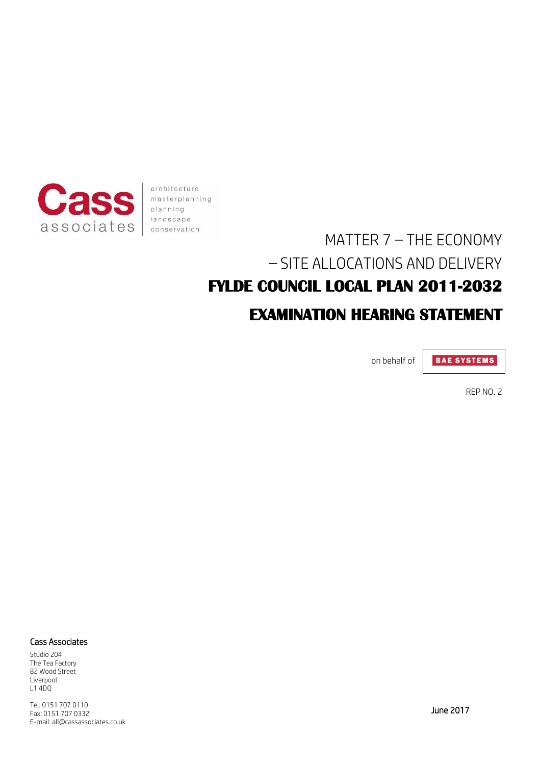Cass associates

architecture
masterplanning
planning
landscape
conservation

# MATTER 7 – THE ECONOMY – SITE ALLOCATIONS AND DELIVERY

# FYLDE COUNCIL LOCAL PLAN 2011-2032

# EXAMINATION HEARING STATEMENT

on behalf of BAE SYSTEMS

REP NO. 2

**Cass Associates**

Studio 204
The Tea Factory
82 Wood Street
Liverpool
L1 4DQ

Tel: 0151 707 0110
Fax: 0151 707 0332
E-mail: all@cassassociates.co.uk

June 2017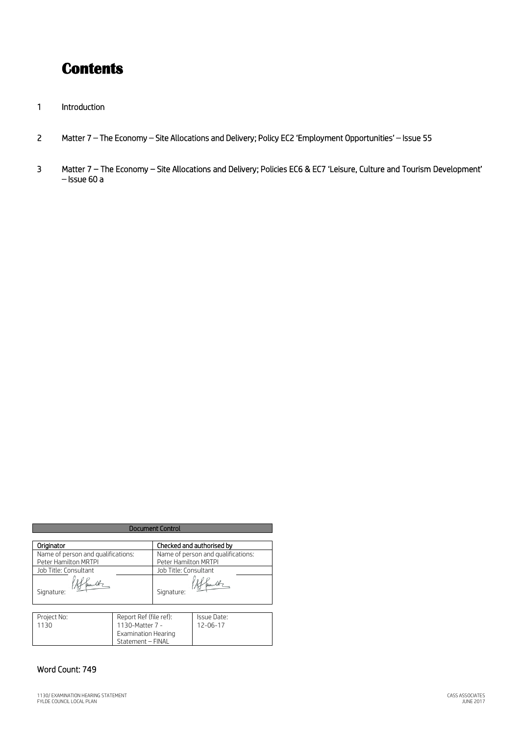# Contents

1 Introduction

2 Matter 7 – The Economy – Site Allocations and Delivery; Policy EC2 'Employment Opportunities' – Issue 55

3 Matter 7 – The Economy – Site Allocations and Delivery; Policies EC6 & EC7 'Leisure, Culture and Tourism Development' – Issue 60 a

| Document Control | |
|---|---|
| **Originator** | **Checked and authorised by** |
| Name of person and qualifications: Peter Hamilton MRTPI | Name of person and qualifications: Peter Hamilton MRTPI |
| Job Title: Consultant | Job Title: Consultant |
| Signature: | Signature: |

| Project No: | Report Ref (file ref): | Issue Date: |
|---|---|---|
| 1130 | 1130-Matter 7 - Examination Hearing Statement – FINAL | 12-06-17 |

Word Count: 749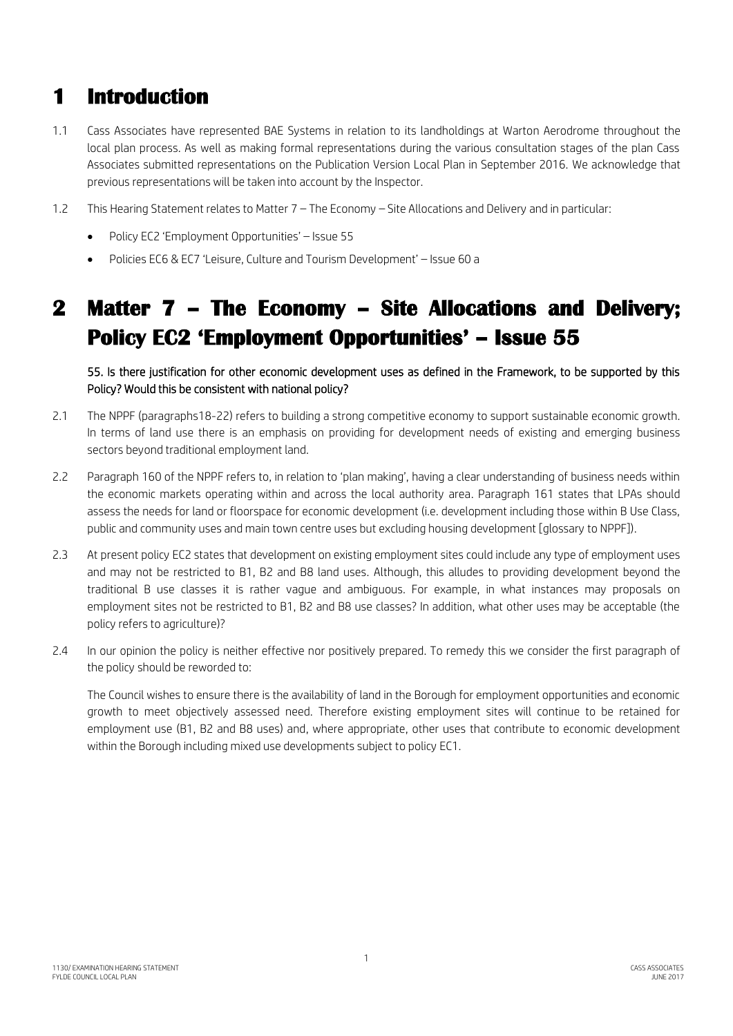# 1 Introduction

1.1 Cass Associates have represented BAE Systems in relation to its landholdings at Warton Aerodrome throughout the local plan process. As well as making formal representations during the various consultation stages of the plan Cass Associates submitted representations on the Publication Version Local Plan in September 2016. We acknowledge that previous representations will be taken into account by the Inspector.

1.2 This Hearing Statement relates to Matter 7 – The Economy – Site Allocations and Delivery and in particular:

- Policy EC2 'Employment Opportunities' – Issue 55
- Policies EC6 & EC7 'Leisure, Culture and Tourism Development' – Issue 60 a

# 2 Matter 7 – The Economy – Site Allocations and Delivery; Policy EC2 'Employment Opportunities' – Issue 55

55. Is there justification for other economic development uses as defined in the Framework, to be supported by this Policy? Would this be consistent with national policy?

2.1 The NPPF (paragraphs18-22) refers to building a strong competitive economy to support sustainable economic growth. In terms of land use there is an emphasis on providing for development needs of existing and emerging business sectors beyond traditional employment land.

2.2 Paragraph 160 of the NPPF refers to, in relation to 'plan making', having a clear understanding of business needs within the economic markets operating within and across the local authority area. Paragraph 161 states that LPAs should assess the needs for land or floorspace for economic development (i.e. development including those within B Use Class, public and community uses and main town centre uses but excluding housing development [glossary to NPPF]).

2.3 At present policy EC2 states that development on existing employment sites could include any type of employment uses and may not be restricted to B1, B2 and B8 land uses. Although, this alludes to providing development beyond the traditional B use classes it is rather vague and ambiguous. For example, in what instances may proposals on employment sites not be restricted to B1, B2 and B8 use classes? In addition, what other uses may be acceptable (the policy refers to agriculture)?

2.4 In our opinion the policy is neither effective nor positively prepared. To remedy this we consider the first paragraph of the policy should be reworded to:

The Council wishes to ensure there is the availability of land in the Borough for employment opportunities and economic growth to meet objectively assessed need. Therefore existing employment sites will continue to be retained for employment use (B1, B2 and B8 uses) and, where appropriate, other uses that contribute to economic development within the Borough including mixed use developments subject to policy EC1.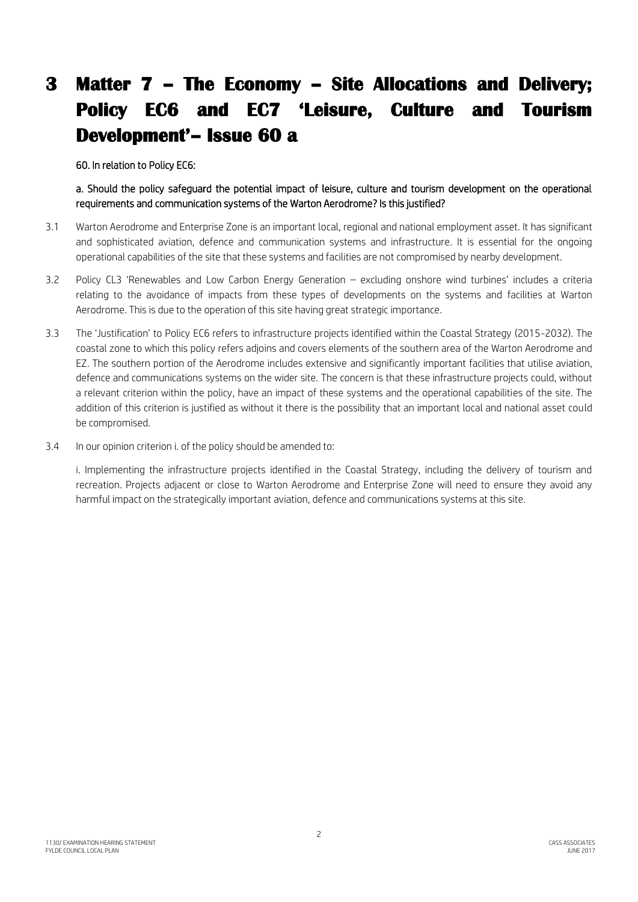# 3 Matter 7 – The Economy – Site Allocations and Delivery; Policy EC6 and EC7 'Leisure, Culture and Tourism Development'– Issue 60 a

**60. In relation to Policy EC6:**

**a. Should the policy safeguard the potential impact of leisure, culture and tourism development on the operational requirements and communication systems of the Warton Aerodrome? Is this justified?**

3.1 Warton Aerodrome and Enterprise Zone is an important local, regional and national employment asset. It has significant and sophisticated aviation, defence and communication systems and infrastructure. It is essential for the ongoing operational capabilities of the site that these systems and facilities are not compromised by nearby development.

3.2 Policy CL3 'Renewables and Low Carbon Energy Generation – excluding onshore wind turbines' includes a criteria relating to the avoidance of impacts from these types of developments on the systems and facilities at Warton Aerodrome. This is due to the operation of this site having great strategic importance.

3.3 The 'Justification' to Policy EC6 refers to infrastructure projects identified within the Coastal Strategy (2015-2032). The coastal zone to which this policy refers adjoins and covers elements of the southern area of the Warton Aerodrome and EZ. The southern portion of the Aerodrome includes extensive and significantly important facilities that utilise aviation, defence and communications systems on the wider site. The concern is that these infrastructure projects could, without a relevant criterion within the policy, have an impact of these systems and the operational capabilities of the site. The addition of this criterion is justified as without it there is the possibility that an important local and national asset could be compromised.

3.4 In our opinion criterion i. of the policy should be amended to:

i. Implementing the infrastructure projects identified in the Coastal Strategy, including the delivery of tourism and recreation. Projects adjacent or close to Warton Aerodrome and Enterprise Zone will need to ensure they avoid any harmful impact on the strategically important aviation, defence and communications systems at this site.